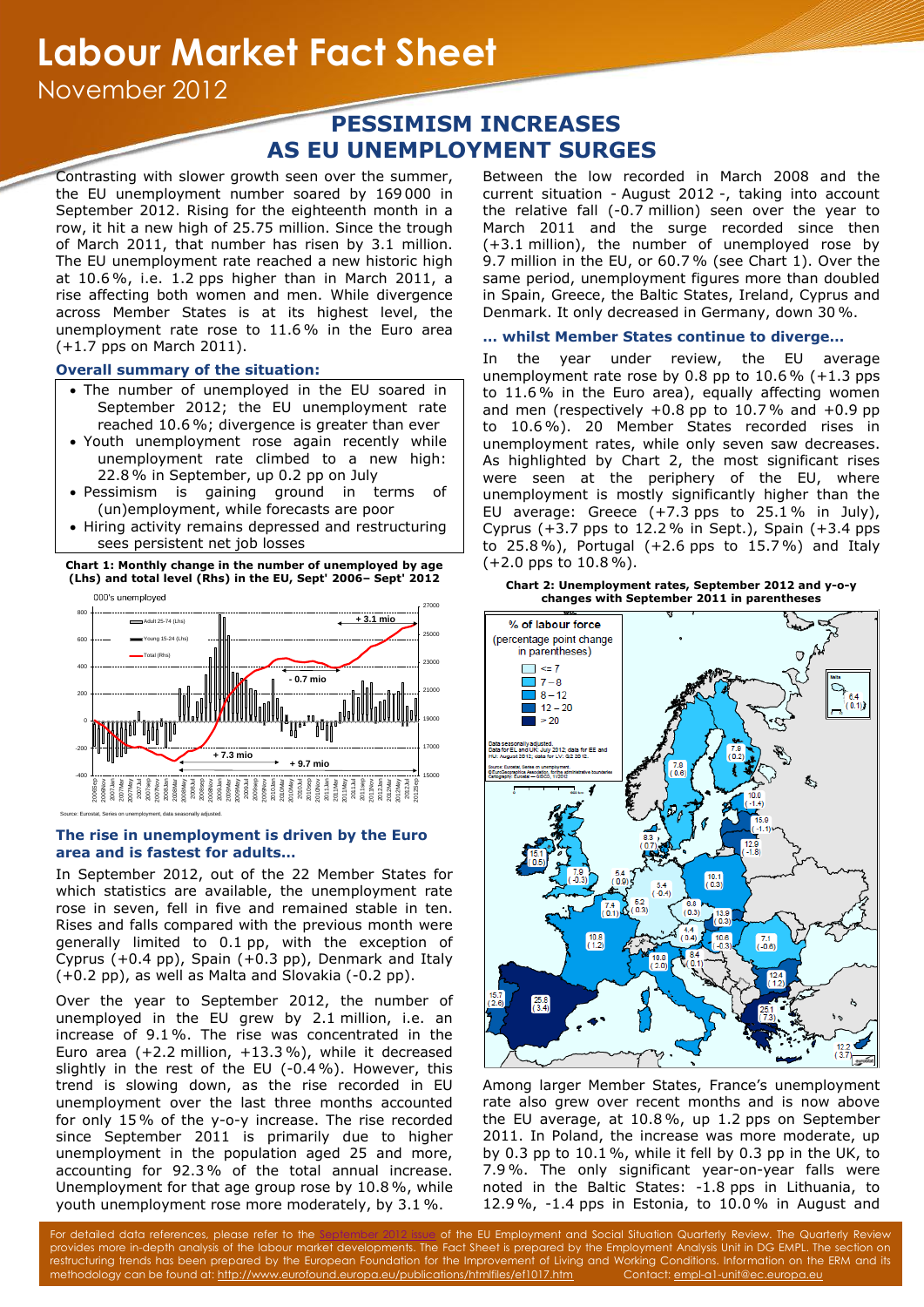# Labour Market Fact Sheet

November 2012

## PESSIMISM INCREASES AS EU UNEMPLOYMENT SURGES

Contrasting with slower growth seen over the summer, the EU unemployment number soared by 169 000 in September 2012. Rising for the eighteenth month in a row, it hit a new high of 25.75 million. Since the trough of March 2011, that number has risen by 3.1 million. The EU unemployment rate reached a new historic high at 10.6 %, i.e. 1.2 pps higher than in March 2011, a rise affecting both women and men. While divergence across Member States is at its highest level, the unemployment rate rose to 11.6 % in the Euro area (+1.7 pps on March 2011).

### Overall summary of the situation:

- The number of unemployed in the EU soared in September 2012; the EU unemployment rate reached 10.6 %; divergence is greater than ever
- Youth unemployment rose again recently while unemployment rate climbed to a new high: 22.8 % in September, up 0.2 pp on July
- Pessimism is gaining ground in terms of (un)employment, while forecasts are poor
- Hiring activity remains depressed and restructuring sees persistent net job losses

**Chart 1: Monthly change in the number of unemployed by age (Lhs) and total level (Rhs) in the EU, Sept' 2006– Sept' 2012**

Source: Eurostat, Series on unemployment, data seasonally adjusted.

### The rise in unemployment is driven by the Euro area and is fastest for adults…

In September 2012, out of the 22 Member States for which statistics are available, the unemployment rate rose in seven, fell in five and remained stable in ten. Rises and falls compared with the previous month were generally limited to 0.1 pp, with the exception of Cyprus (+0.4 pp), Spain (+0.3 pp), Denmark and Italy (+0.2 pp), as well as Malta and Slovakia (-0.2 pp).

Over the year to September 2012, the number of unemployed in the EU grew by 2.1 million, i.e. an increase of 9.1 %. The rise was concentrated in the Euro area (+2.2 million, +13.3 %), while it decreased slightly in the rest of the EU (-0.4 %). However, this trend is slowing down, as the rise recorded in EU unemployment over the last three months accounted for only 15 % of the y-o-y increase. The rise recorded since September 2011 is primarily due to higher unemployment in the population aged 25 and more, accounting for 92.3 % of the total annual increase. Unemployment for that age group rose by 10.8 %, while youth unemployment rose more moderately, by 3.1 %.

Between the low recorded in March 2008 and the current situation - August 2012 -, taking into account the relative fall (-0.7 million) seen over the year to March 2011 and the surge recorded since then (+3.1 million), the number of unemployed rose by 9.7 million in the EU, or 60.7 % (see Chart 1). Over the same period, unemployment figures more than doubled in Spain, Greece, the Baltic States, Ireland, Cyprus and Denmark. It only decreased in Germany, down 30 %.

### … whilst Member States continue to diverge…

In the year under review, the EU average unemployment rate rose by 0.8 pp to 10.6 % (+1.3 pps to 11.6 % in the Euro area), equally affecting women and men (respectively +0.8 pp to 10.7 % and +0.9 pp to 10.6 %). 20 Member States recorded rises in unemployment rates, while only seven saw decreases. As highlighted by Chart 2, the most significant rises were seen at the periphery of the EU, where unemployment is mostly significantly higher than the EU average: Greece (+7.3 pps to 25.1 % in July), Cyprus (+3.7 pps to 12.2 % in Sept.), Spain (+3.4 pps to 25.8 %), Portugal (+2.6 pps to 15.7 %) and Italy (+2.0 pps to 10.8 %).

**Chart 2: Unemployment rates, September 2012 and y-o-y changes with September 2011 in parentheses**

Among larger Member States, France's unemployment rate also grew over recent months and is now above the EU average, at 10.8 %, up 1.2 pps on September 2011. In Poland, the increase was more moderate, up by 0.3 pp to 10.1 %, while it fell by 0.3 pp in the UK, to 7.9 %. The only significant year-on-year falls were noted in the Baltic States: -1.8 pps in Lithuania, to 12.9 %, -1.4 pps in Estonia, to 10.0 % in August and

For detailed data references, please refer to the September 2012 issue of the EU Employment and Social Situation Quarterly Review. The Quarterly Review provides more in-depth analysis of the labour market developments. The Fact Sheet is prepared by the Employment Analysis Unit in DG EMPL. The section on restructuring trends has been prepared by the European Foundation for the Improvement of Living and Working Conditions. Information on the ERM and its methodology can be found at: http://www.eurofound.europa.eu/publications/htmlfiles/ef1017.htm Contact: empl-a1-unit@ec.europa.eu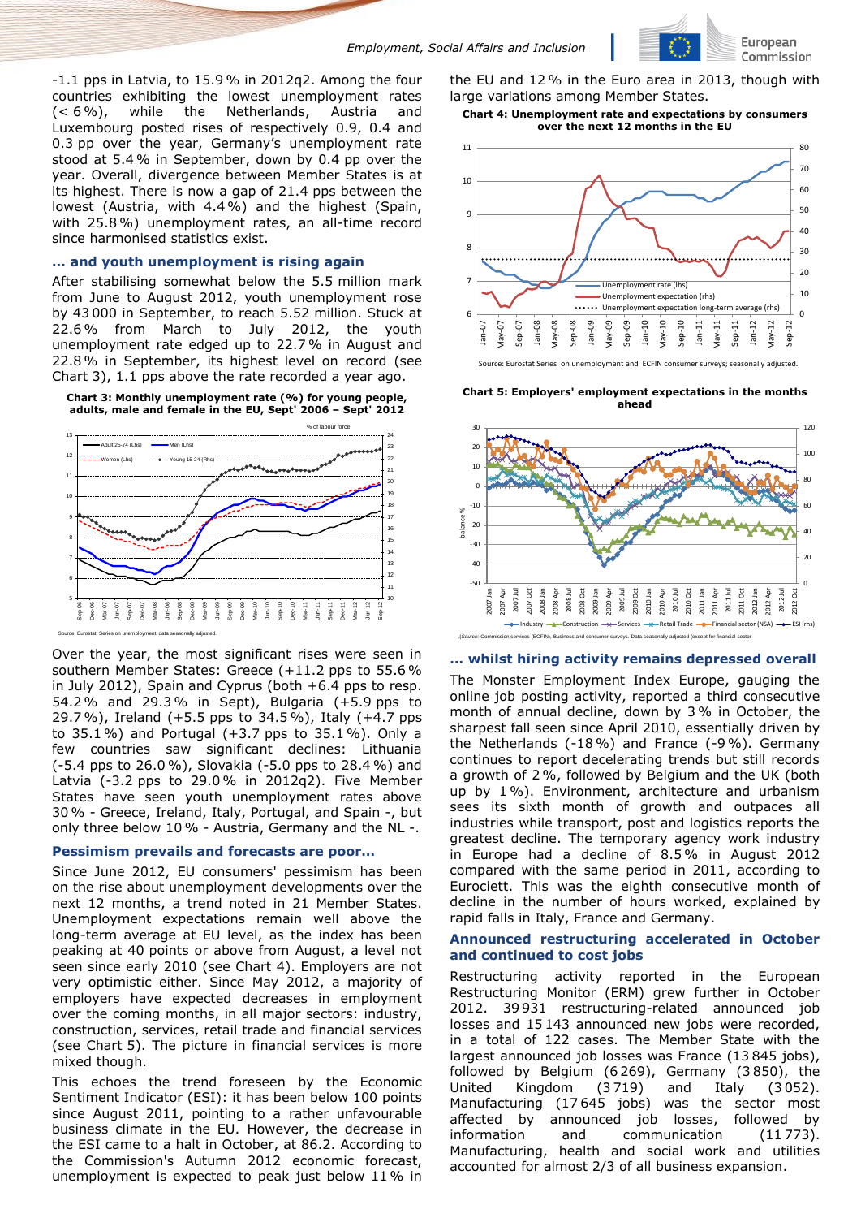-1.1 pps in Latvia, to 15.9 % in 2012q2. Among the four countries exhibiting the lowest unemployment rates (< 6 %), while the Netherlands, Austria and Luxembourg posted rises of respectively 0.9, 0.4 and 0.3 pp over the year, Germany's unemployment rate stood at 5.4 % in September, down by 0.4 pp over the year. Overall, divergence between Member States is at its highest. There is now a gap of 21.4 pps between the lowest (Austria, with 4.4 %) and the highest (Spain, with 25.8 %) unemployment rates, an all-time record since harmonised statistics exist.

### … and youth unemployment is rising again

After stabilising somewhat below the 5.5 million mark from June to August 2012, youth unemployment rose by 43 000 in September, to reach 5.52 million. Stuck at 22.6 % from March to July 2012, the youth unemployment rate edged up to 22.7 % in August and 22.8 % in September, its highest level on record (see Chart 3), 1.1 pps above the rate recorded a year ago.

**Chart 3: Monthly unemployment rate (%) for young people, adults, male and female in the EU, Sept' 2006 – Sept' 2012**

% of labour force

Adult 25-74 (Lhs)
Men (Lhs)
Women (Lhs)
Young 15-24 (Rhs)

Source: Eurostat, Series on unemployment, data seasonally adjusted.

Over the year, the most significant rises were seen in southern Member States: Greece (+11.2 pps to 55.6 % in July 2012), Spain and Cyprus (both +6.4 pps to resp. 54.2 % and 29.3 % in Sept), Bulgaria (+5.9 pps to 29.7 %), Ireland (+5.5 pps to 34.5 %), Italy (+4.7 pps to 35.1 %) and Portugal (+3.7 pps to 35.1 %). Only a few countries saw significant declines: Lithuania (-5.4 pps to 26.0 %), Slovakia (-5.0 pps to 28.4 %) and Latvia (-3.2 pps to 29.0 % in 2012q2). Five Member States have seen youth unemployment rates above 30 % - Greece, Ireland, Italy, Portugal, and Spain -, but only three below 10 % - Austria, Germany and the NL -.

### Pessimism prevails and forecasts are poor…

Since June 2012, EU consumers' pessimism has been on the rise about unemployment developments over the next 12 months, a trend noted in 21 Member States. Unemployment expectations remain well above the long-term average at EU level, as the index has been peaking at 40 points or above from August, a level not seen since early 2010 (see Chart 4). Employers are not very optimistic either. Since May 2012, a majority of employers have expected decreases in employment over the coming months, in all major sectors: industry, construction, services, retail trade and financial services (see Chart 5). The picture in financial services is more mixed though.

This echoes the trend foreseen by the Economic Sentiment Indicator (ESI): it has been below 100 points since August 2011, pointing to a rather unfavourable business climate in the EU. However, the decrease in the ESI came to a halt in October, at 86.2. According to the Commission's Autumn 2012 economic forecast, unemployment is expected to peak just below 11 % in the EU and 12 % in the Euro area in 2013, though with large variations among Member States.

**Chart 4: Unemployment rate and expectations by consumers over the next 12 months in the EU**

Unemployment rate (lhs)
Unemployment expectation (rhs)
Unemployment expectation long-term average (rhs)

Source: Eurostat Series on unemployment and ECFIN consumer surveys; seasonally adjusted.

**Chart 5: Employers' employment expectations in the months ahead**

balance %

Industry
Construction
Services
Retail Trade
Financial sector (NSA)
ESI (rhs)

(Source: Commission services (ECFIN), Business and consumer surveys. Data seasonally adjusted (except for financial sector

### … whilst hiring activity remains depressed overall

The Monster Employment Index Europe, gauging the online job posting activity, reported a third consecutive month of annual decline, down by 3 % in October, the sharpest fall seen since April 2010, essentially driven by the Netherlands (-18 %) and France (-9 %). Germany continues to report decelerating trends but still records a growth of 2 %, followed by Belgium and the UK (both up by 1 %). Environment, architecture and urbanism sees its sixth month of growth and outpaces all industries while transport, post and logistics reports the greatest decline. The temporary agency work industry in Europe had a decline of 8.5 % in August 2012 compared with the same period in 2011, according to Eurociett. This was the eighth consecutive month of decline in the number of hours worked, explained by rapid falls in Italy, France and Germany.

### Announced restructuring accelerated in October and continued to cost jobs

Restructuring activity reported in the European Restructuring Monitor (ERM) grew further in October 2012. 39 931 restructuring-related announced job losses and 15 143 announced new jobs were recorded, in a total of 122 cases. The Member State with the largest announced job losses was France (13 845 jobs), followed by Belgium (6 269), Germany (3 850), the United Kingdom (3 719) and Italy (3 052). Manufacturing (17 645 jobs) was the sector most affected by announced job losses, followed by information and communication (11 773). Manufacturing, health and social work and utilities accounted for almost 2/3 of all business expansion.